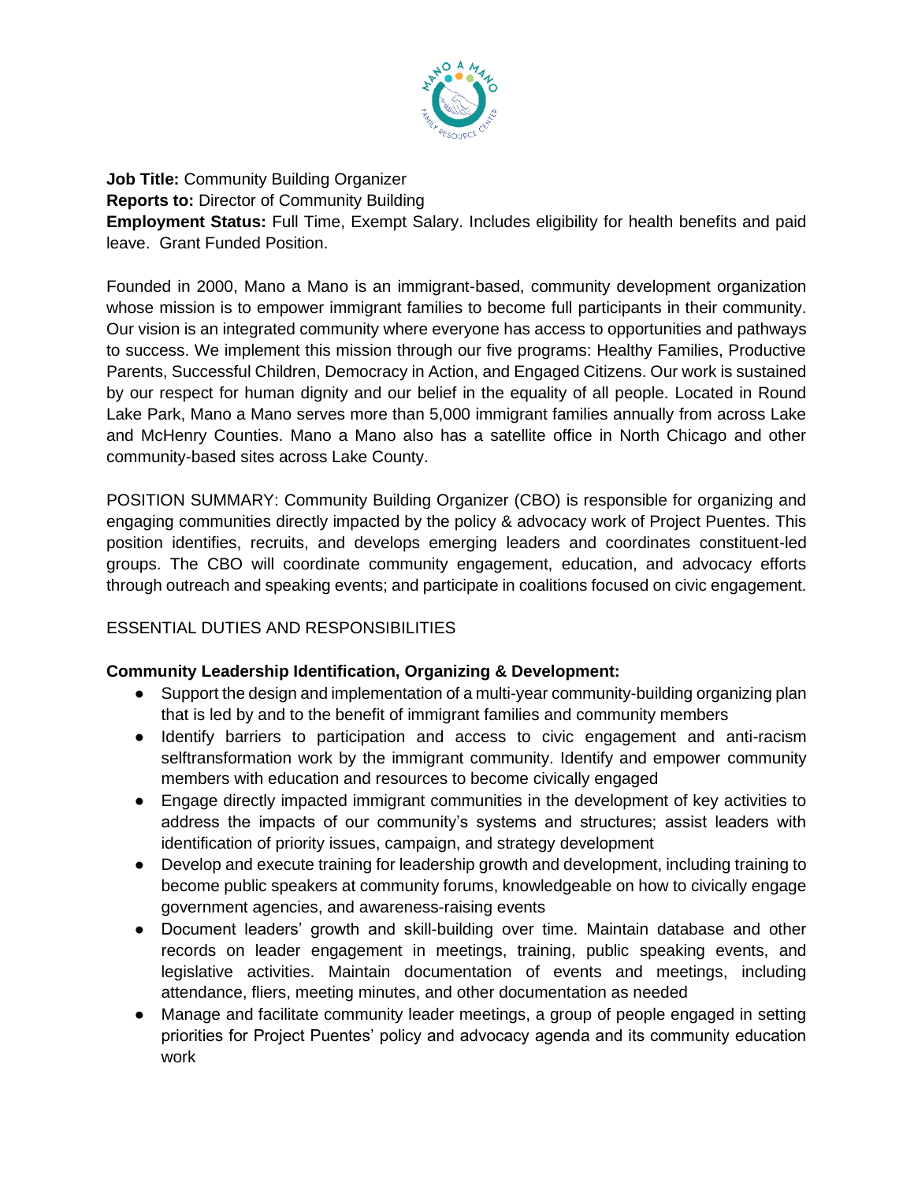**Job Title:** Community Building Organizer
**Reports to:** Director of Community Building
**Employment Status:** Full Time, Exempt Salary. Includes eligibility for health benefits and paid leave. Grant Funded Position.

Founded in 2000, Mano a Mano is an immigrant-based, community development organization whose mission is to empower immigrant families to become full participants in their community. Our vision is an integrated community where everyone has access to opportunities and pathways to success. We implement this mission through our five programs: Healthy Families, Productive Parents, Successful Children, Democracy in Action, and Engaged Citizens. Our work is sustained by our respect for human dignity and our belief in the equality of all people. Located in Round Lake Park, Mano a Mano serves more than 5,000 immigrant families annually from across Lake and McHenry Counties. Mano a Mano also has a satellite office in North Chicago and other community-based sites across Lake County.

POSITION SUMMARY: Community Building Organizer (CBO) is responsible for organizing and engaging communities directly impacted by the policy & advocacy work of Project Puentes. This position identifies, recruits, and develops emerging leaders and coordinates constituent-led groups. The CBO will coordinate community engagement, education, and advocacy efforts through outreach and speaking events; and participate in coalitions focused on civic engagement.

ESSENTIAL DUTIES AND RESPONSIBILITIES

**Community Leadership Identification, Organizing & Development:**

- Support the design and implementation of a multi-year community-building organizing plan that is led by and to the benefit of immigrant families and community members
- Identify barriers to participation and access to civic engagement and anti-racism selftransformation work by the immigrant community. Identify and empower community members with education and resources to become civically engaged
- Engage directly impacted immigrant communities in the development of key activities to address the impacts of our community's systems and structures; assist leaders with identification of priority issues, campaign, and strategy development
- Develop and execute training for leadership growth and development, including training to become public speakers at community forums, knowledgeable on how to civically engage government agencies, and awareness-raising events
- Document leaders' growth and skill-building over time. Maintain database and other records on leader engagement in meetings, training, public speaking events, and legislative activities. Maintain documentation of events and meetings, including attendance, fliers, meeting minutes, and other documentation as needed
- Manage and facilitate community leader meetings, a group of people engaged in setting priorities for Project Puentes' policy and advocacy agenda and its community education work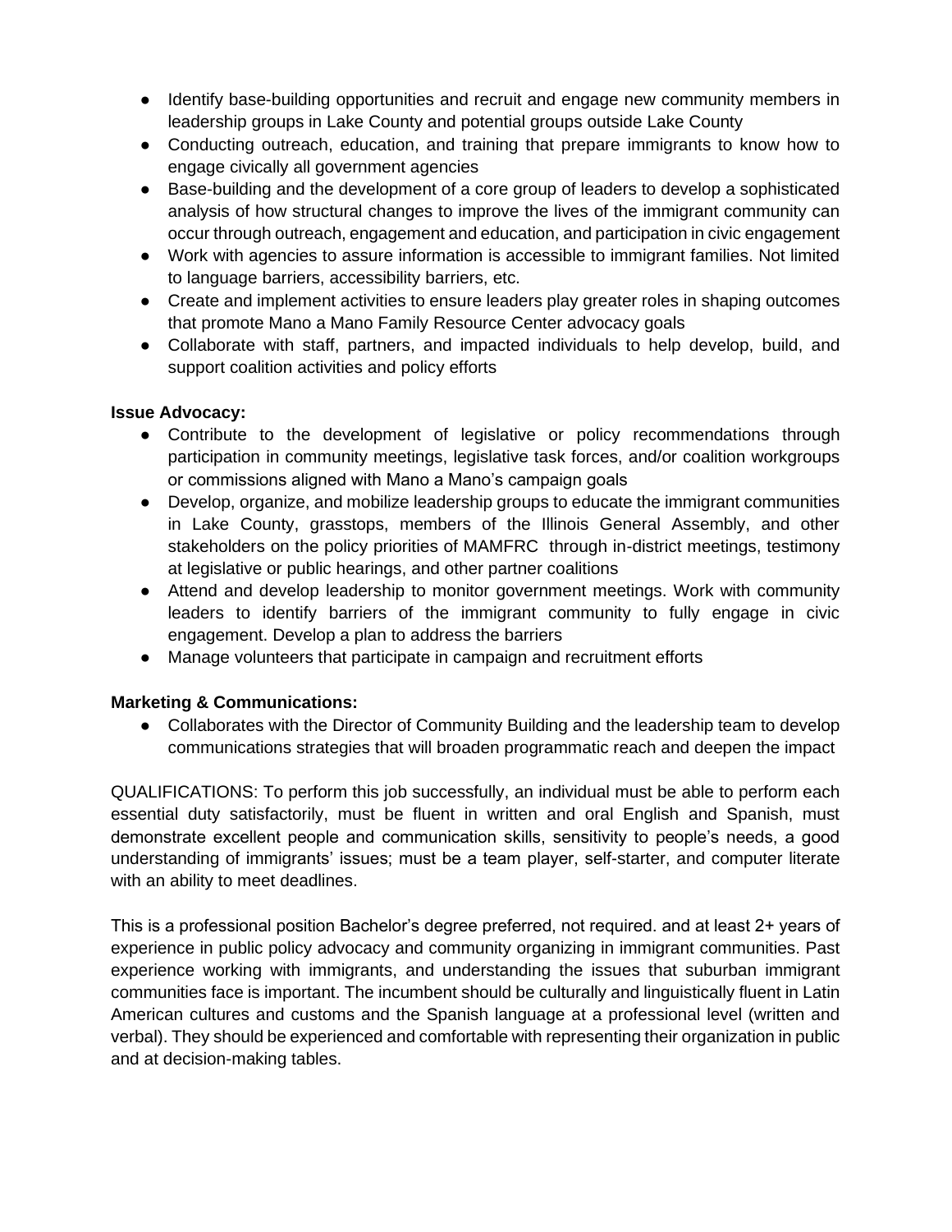- Identify base-building opportunities and recruit and engage new community members in leadership groups in Lake County and potential groups outside Lake County
- Conducting outreach, education, and training that prepare immigrants to know how to engage civically all government agencies
- Base-building and the development of a core group of leaders to develop a sophisticated analysis of how structural changes to improve the lives of the immigrant community can occur through outreach, engagement and education, and participation in civic engagement
- Work with agencies to assure information is accessible to immigrant families. Not limited to language barriers, accessibility barriers, etc.
- Create and implement activities to ensure leaders play greater roles in shaping outcomes that promote Mano a Mano Family Resource Center advocacy goals
- Collaborate with staff, partners, and impacted individuals to help develop, build, and support coalition activities and policy efforts

**Issue Advocacy:**

- Contribute to the development of legislative or policy recommendations through participation in community meetings, legislative task forces, and/or coalition workgroups or commissions aligned with Mano a Mano's campaign goals
- Develop, organize, and mobilize leadership groups to educate the immigrant communities in Lake County, grasstops, members of the Illinois General Assembly, and other stakeholders on the policy priorities of MAMFRC through in-district meetings, testimony at legislative or public hearings, and other partner coalitions
- Attend and develop leadership to monitor government meetings. Work with community leaders to identify barriers of the immigrant community to fully engage in civic engagement. Develop a plan to address the barriers
- Manage volunteers that participate in campaign and recruitment efforts

**Marketing & Communications:**

- Collaborates with the Director of Community Building and the leadership team to develop communications strategies that will broaden programmatic reach and deepen the impact

QUALIFICATIONS: To perform this job successfully, an individual must be able to perform each essential duty satisfactorily, must be fluent in written and oral English and Spanish, must demonstrate excellent people and communication skills, sensitivity to people's needs, a good understanding of immigrants' issues; must be a team player, self-starter, and computer literate with an ability to meet deadlines.

This is a professional position Bachelor's degree preferred, not required. and at least 2+ years of experience in public policy advocacy and community organizing in immigrant communities. Past experience working with immigrants, and understanding the issues that suburban immigrant communities face is important. The incumbent should be culturally and linguistically fluent in Latin American cultures and customs and the Spanish language at a professional level (written and verbal). They should be experienced and comfortable with representing their organization in public and at decision-making tables.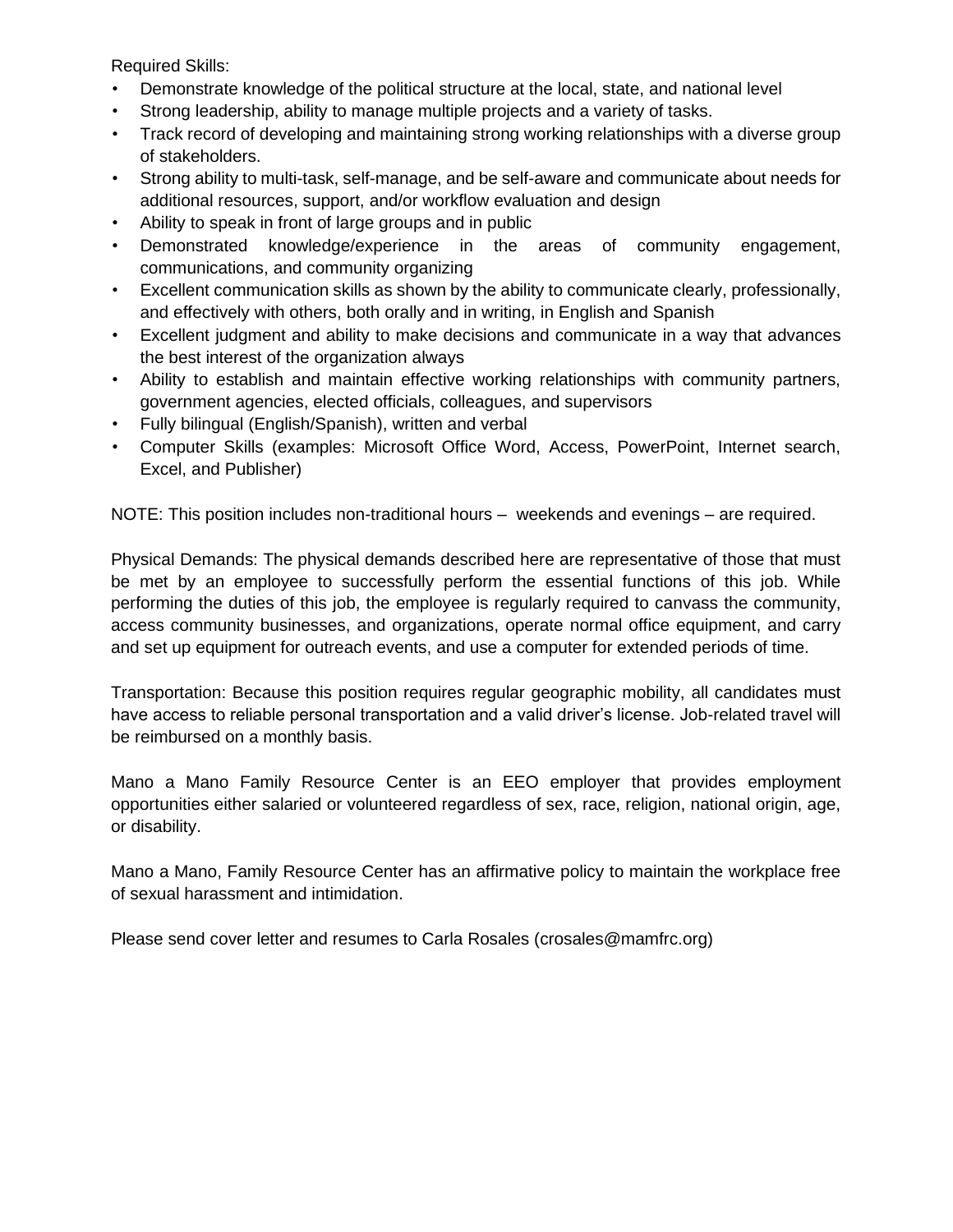Required Skills:

- Demonstrate knowledge of the political structure at the local, state, and national level
- Strong leadership, ability to manage multiple projects and a variety of tasks.
- Track record of developing and maintaining strong working relationships with a diverse group of stakeholders.
- Strong ability to multi-task, self-manage, and be self-aware and communicate about needs for additional resources, support, and/or workflow evaluation and design
- Ability to speak in front of large groups and in public
- Demonstrated knowledge/experience in the areas of community engagement, communications, and community organizing
- Excellent communication skills as shown by the ability to communicate clearly, professionally, and effectively with others, both orally and in writing, in English and Spanish
- Excellent judgment and ability to make decisions and communicate in a way that advances the best interest of the organization always
- Ability to establish and maintain effective working relationships with community partners, government agencies, elected officials, colleagues, and supervisors
- Fully bilingual (English/Spanish), written and verbal
- Computer Skills (examples: Microsoft Office Word, Access, PowerPoint, Internet search, Excel, and Publisher)

NOTE: This position includes non-traditional hours – weekends and evenings – are required.

Physical Demands: The physical demands described here are representative of those that must be met by an employee to successfully perform the essential functions of this job. While performing the duties of this job, the employee is regularly required to canvass the community, access community businesses, and organizations, operate normal office equipment, and carry and set up equipment for outreach events, and use a computer for extended periods of time.

Transportation: Because this position requires regular geographic mobility, all candidates must have access to reliable personal transportation and a valid driver's license. Job-related travel will be reimbursed on a monthly basis.

Mano a Mano Family Resource Center is an EEO employer that provides employment opportunities either salaried or volunteered regardless of sex, race, religion, national origin, age, or disability.

Mano a Mano, Family Resource Center has an affirmative policy to maintain the workplace free of sexual harassment and intimidation.

Please send cover letter and resumes to Carla Rosales (crosales@mamfrc.org)